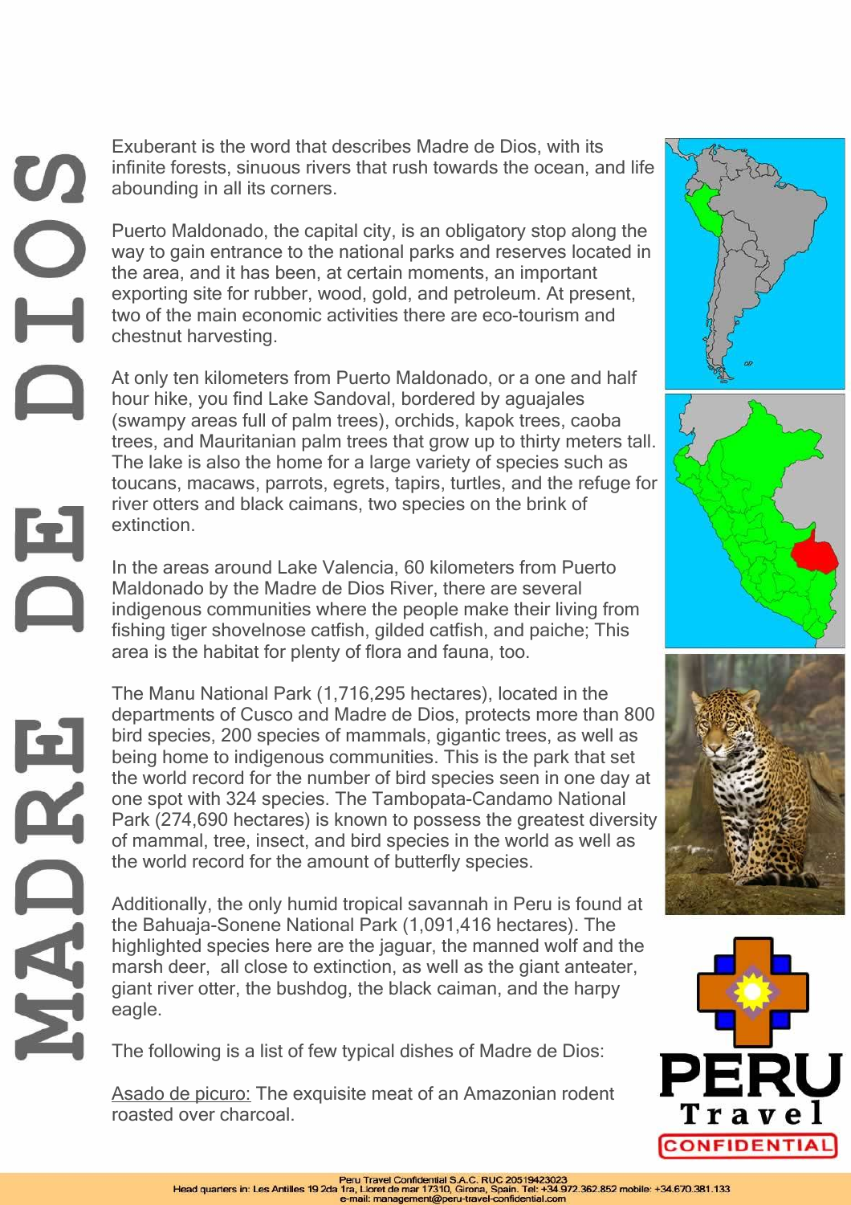# MADRE DE DIOS

Exuberant is the word that describes Madre de Dios, with its infinite forests, sinuous rivers that rush towards the ocean, and life abounding in all its corners.

Puerto Maldonado, the capital city, is an obligatory stop along the way to gain entrance to the national parks and reserves located in the area, and it has been, at certain moments, an important exporting site for rubber, wood, gold, and petroleum. At present, two of the main economic activities there are eco-tourism and chestnut harvesting.

At only ten kilometers from Puerto Maldonado, or a one and half hour hike, you find Lake Sandoval, bordered by aguajales (swampy areas full of palm trees), orchids, kapok trees, caoba trees, and Mauritanian palm trees that grow up to thirty meters tall. The lake is also the home for a large variety of species such as toucans, macaws, parrots, egrets, tapirs, turtles, and the refuge for river otters and black caimans, two species on the brink of extinction.

In the areas around Lake Valencia, 60 kilometers from Puerto Maldonado by the Madre de Dios River, there are several indigenous communities where the people make their living from fishing tiger shovelnose catfish, gilded catfish, and paiche; This area is the habitat for plenty of flora and fauna, too.

The Manu National Park (1,716,295 hectares), located in the departments of Cusco and Madre de Dios, protects more than 800 bird species, 200 species of mammals, gigantic trees, as well as being home to indigenous communities. This is the park that set the world record for the number of bird species seen in one day at one spot with 324 species. The Tambopata-Candamo National Park (274,690 hectares) is known to possess the greatest diversity of mammal, tree, insect, and bird species in the world as well as the world record for the amount of butterfly species.

Additionally, the only humid tropical savannah in Peru is found at the Bahuaja-Sonene National Park (1,091,416 hectares). The highlighted species here are the jaguar, the manned wolf and the marsh deer, all close to extinction, as well as the giant anteater, giant river otter, the bushdog, the black caiman, and the harpy eagle.

The following is a list of few typical dishes of Madre de Dios:

Asado de picuro: The exquisite meat of an Amazonian rodent roasted over charcoal.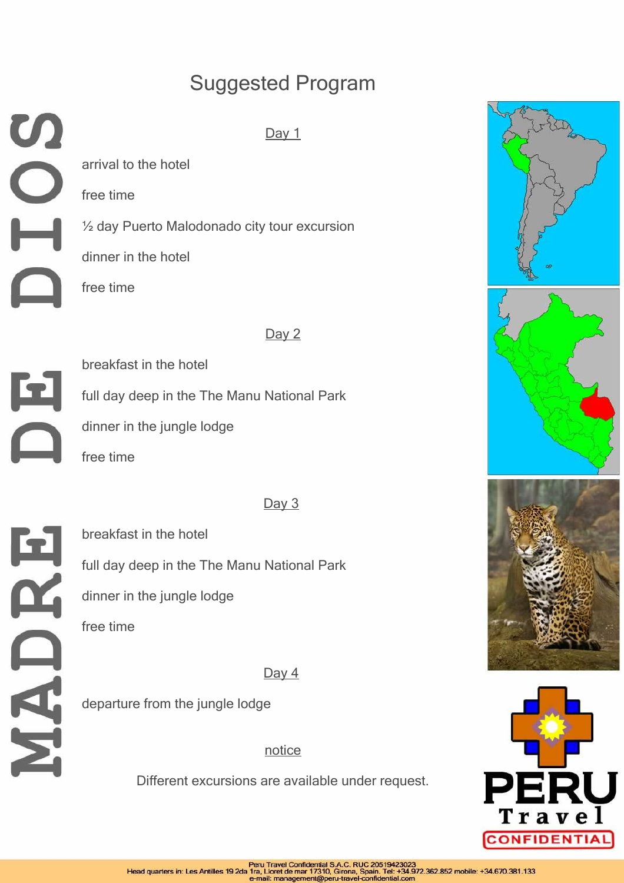# MADRE DE DIOS

## Suggested Program

### Day 1

arrival to the hotel

free time

½ day Puerto Malodonado city tour excursion

dinner in the hotel

free time

### Day 2

breakfast in the hotel

full day deep in the The Manu National Park

dinner in the jungle lodge

free time

### Day 3

breakfast in the hotel

full day deep in the The Manu National Park

dinner in the jungle lodge

free time

### Day 4

departure from the jungle lodge

### notice

Different excursions are available under request.

PERU Travel CONFIDENTIAL

Peru Travel Confidential S.A.C. RUC 20519423023
Head quarters in: Les Antilles 19 2da 1ra, Lloret de mar 17310, Girona, Spain. Tel: +34.972.362.852 mobile: +34.670.381.133
e-mail: management@peru-travel-confidential.com